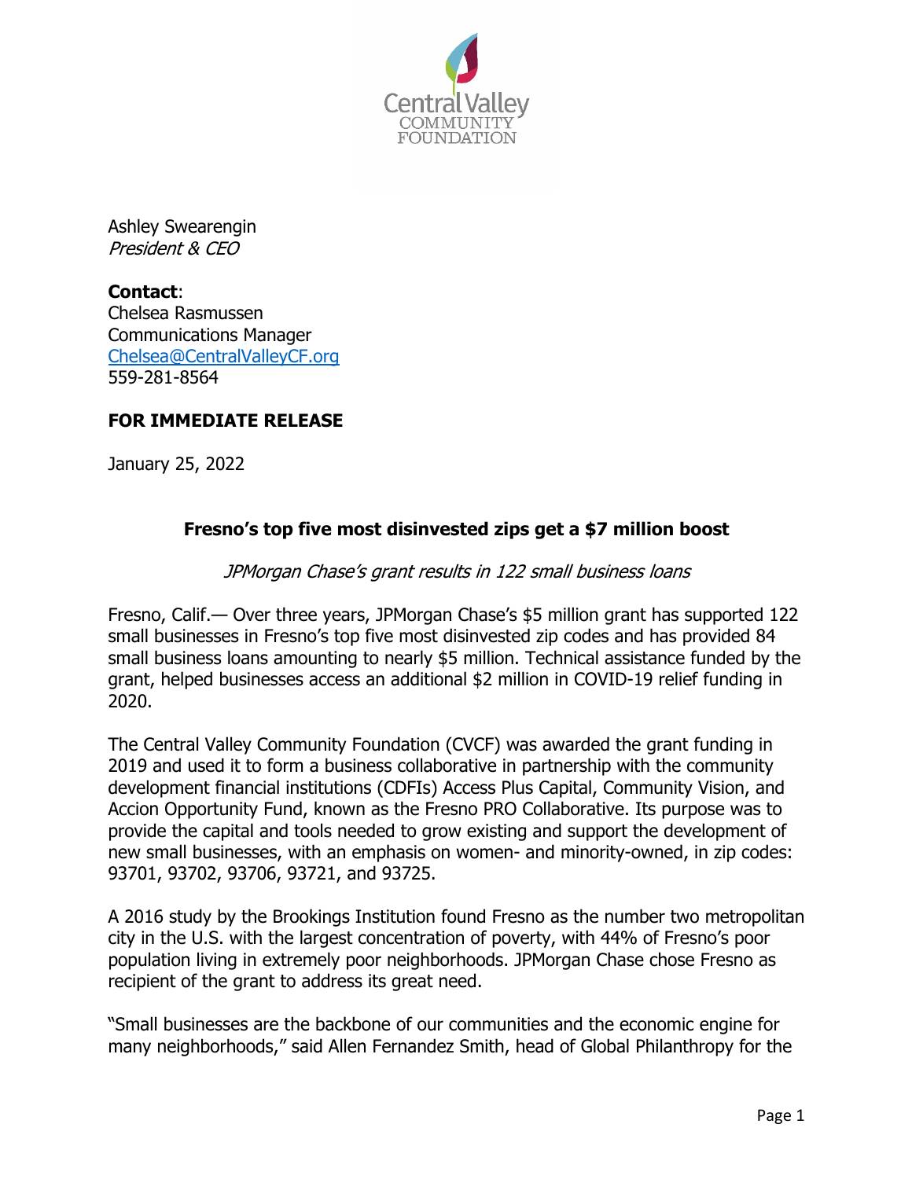Central Valley COMMUNITY FOUNDATION

Ashley Swearengin
*President & CEO*

**Contact**:
Chelsea Rasmussen
Communications Manager
Chelsea@CentralValleyCF.org
559-281-8564

**FOR IMMEDIATE RELEASE**

January 25, 2022

## Fresno's top five most disinvested zips get a $7 million boost

*JPMorgan Chase's grant results in 122 small business loans*

Fresno, Calif.— Over three years, JPMorgan Chase's $5 million grant has supported 122 small businesses in Fresno's top five most disinvested zip codes and has provided 84 small business loans amounting to nearly $5 million. Technical assistance funded by the grant, helped businesses access an additional $2 million in COVID-19 relief funding in 2020.

The Central Valley Community Foundation (CVCF) was awarded the grant funding in 2019 and used it to form a business collaborative in partnership with the community development financial institutions (CDFIs) Access Plus Capital, Community Vision, and Accion Opportunity Fund, known as the Fresno PRO Collaborative. Its purpose was to provide the capital and tools needed to grow existing and support the development of new small businesses, with an emphasis on women- and minority-owned, in zip codes: 93701, 93702, 93706, 93721, and 93725.

A 2016 study by the Brookings Institution found Fresno as the number two metropolitan city in the U.S. with the largest concentration of poverty, with 44% of Fresno's poor population living in extremely poor neighborhoods. JPMorgan Chase chose Fresno as recipient of the grant to address its great need.

"Small businesses are the backbone of our communities and the economic engine for many neighborhoods," said Allen Fernandez Smith, head of Global Philanthropy for the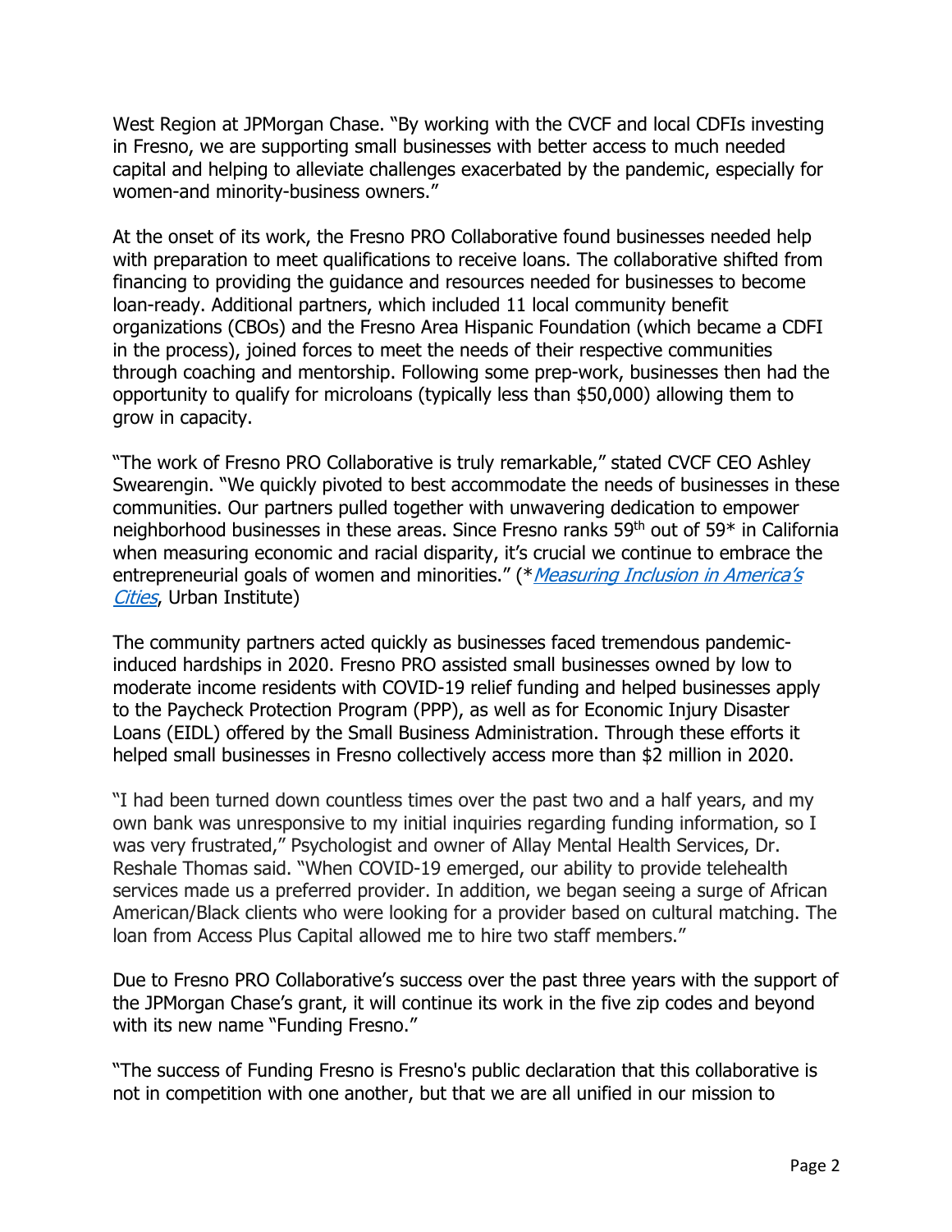West Region at JPMorgan Chase. "By working with the CVCF and local CDFIs investing in Fresno, we are supporting small businesses with better access to much needed capital and helping to alleviate challenges exacerbated by the pandemic, especially for women-and minority-business owners."

At the onset of its work, the Fresno PRO Collaborative found businesses needed help with preparation to meet qualifications to receive loans. The collaborative shifted from financing to providing the guidance and resources needed for businesses to become loan-ready. Additional partners, which included 11 local community benefit organizations (CBOs) and the Fresno Area Hispanic Foundation (which became a CDFI in the process), joined forces to meet the needs of their respective communities through coaching and mentorship. Following some prep-work, businesses then had the opportunity to qualify for microloans (typically less than $50,000) allowing them to grow in capacity.

"The work of Fresno PRO Collaborative is truly remarkable," stated CVCF CEO Ashley Swearengin. "We quickly pivoted to best accommodate the needs of businesses in these communities. Our partners pulled together with unwavering dedication to empower neighborhood businesses in these areas. Since Fresno ranks 59th out of 59* in California when measuring economic and racial disparity, it's crucial we continue to embrace the entrepreneurial goals of women and minorities." (*[*Measuring Inclusion in America's Cities*], Urban Institute)

The community partners acted quickly as businesses faced tremendous pandemic-induced hardships in 2020. Fresno PRO assisted small businesses owned by low to moderate income residents with COVID-19 relief funding and helped businesses apply to the Paycheck Protection Program (PPP), as well as for Economic Injury Disaster Loans (EIDL) offered by the Small Business Administration. Through these efforts it helped small businesses in Fresno collectively access more than $2 million in 2020.

"I had been turned down countless times over the past two and a half years, and my own bank was unresponsive to my initial inquiries regarding funding information, so I was very frustrated," Psychologist and owner of Allay Mental Health Services, Dr. Reshale Thomas said. "When COVID-19 emerged, our ability to provide telehealth services made us a preferred provider. In addition, we began seeing a surge of African American/Black clients who were looking for a provider based on cultural matching. The loan from Access Plus Capital allowed me to hire two staff members."

Due to Fresno PRO Collaborative's success over the past three years with the support of the JPMorgan Chase's grant, it will continue its work in the five zip codes and beyond with its new name "Funding Fresno."

"The success of Funding Fresno is Fresno's public declaration that this collaborative is not in competition with one another, but that we are all unified in our mission to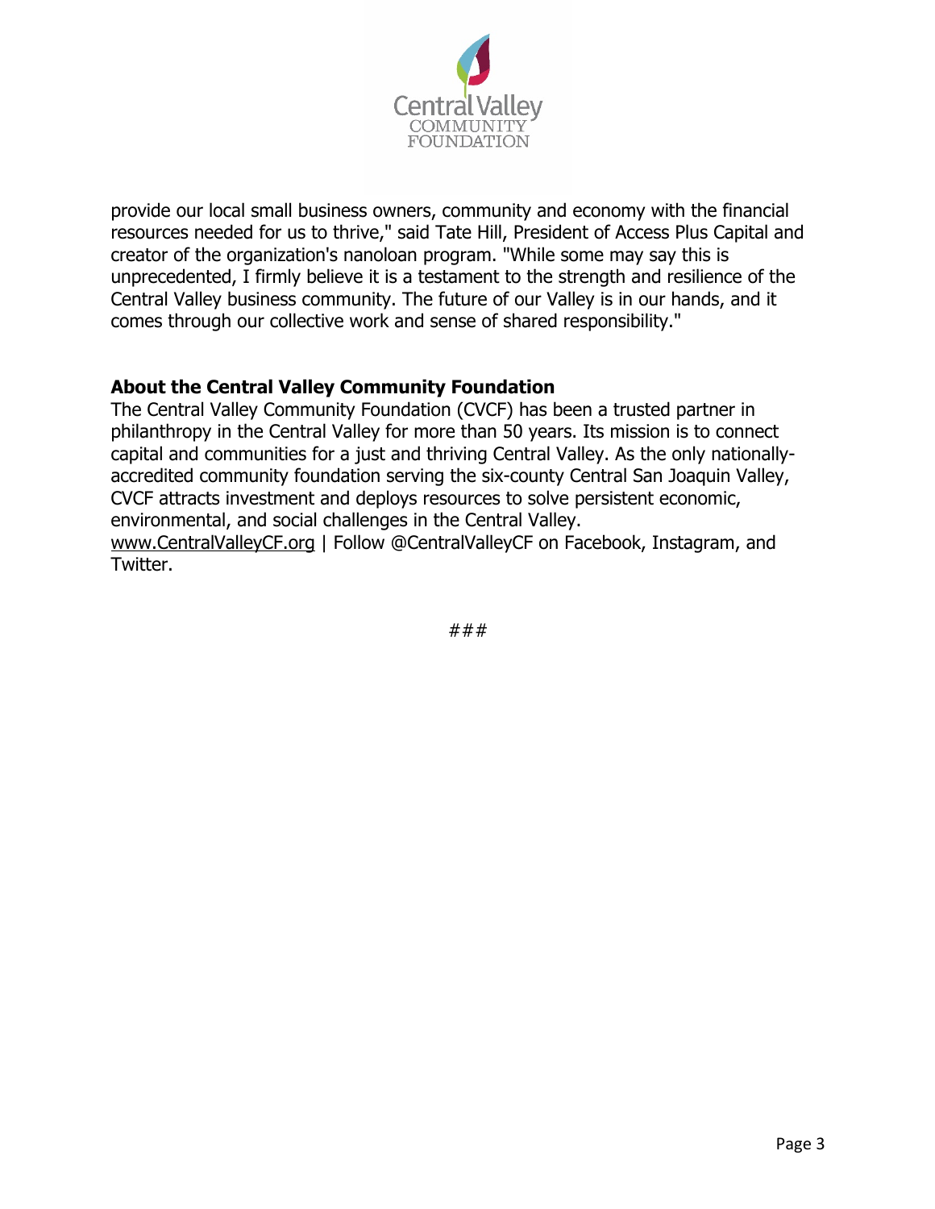provide our local small business owners, community and economy with the financial resources needed for us to thrive," said Tate Hill, President of Access Plus Capital and creator of the organization's nanoloan program. "While some may say this is unprecedented, I firmly believe it is a testament to the strength and resilience of the Central Valley business community. The future of our Valley is in our hands, and it comes through our collective work and sense of shared responsibility."

**About the Central Valley Community Foundation**

The Central Valley Community Foundation (CVCF) has been a trusted partner in philanthropy in the Central Valley for more than 50 years. Its mission is to connect capital and communities for a just and thriving Central Valley. As the only nationally-accredited community foundation serving the six-county Central San Joaquin Valley, CVCF attracts investment and deploys resources to solve persistent economic, environmental, and social challenges in the Central Valley.
www.CentralValleyCF.org | Follow @CentralValleyCF on Facebook, Instagram, and Twitter.

###